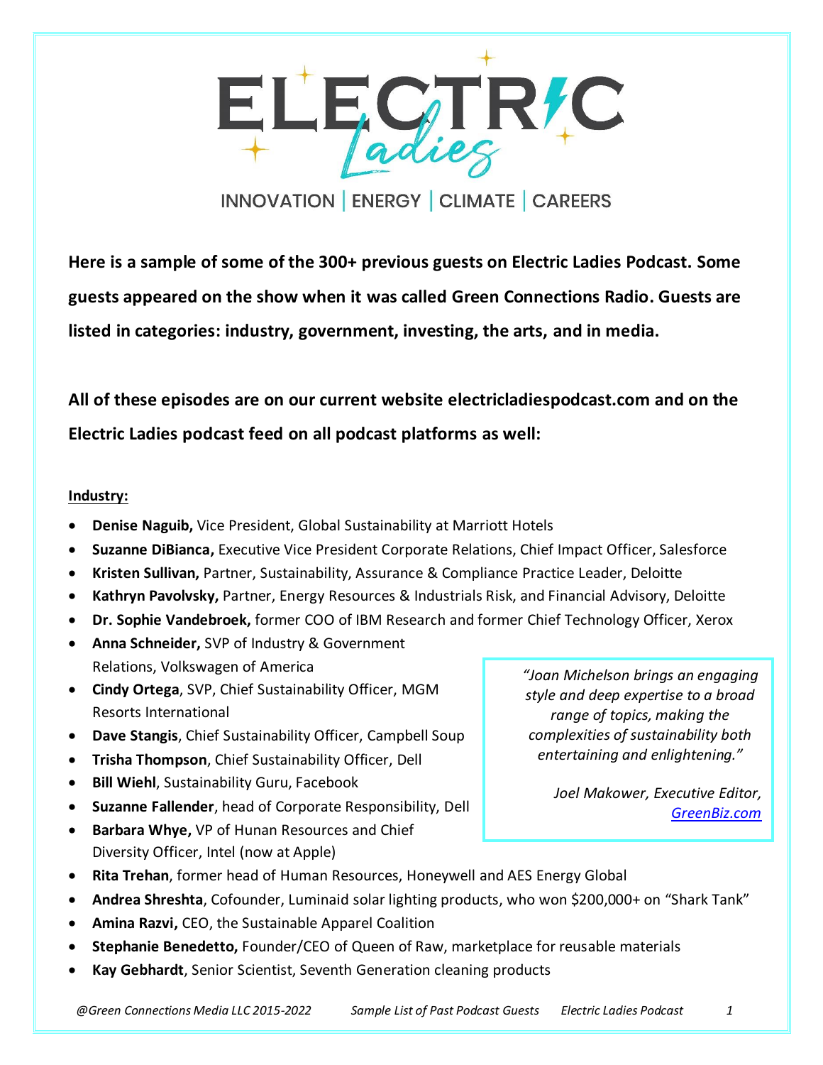# ELECTRIC Ladies

INNOVATION | ENERGY | CLIMATE | CAREERS

**Here is a sample of some of the 300+ previous guests on Electric Ladies Podcast. Some guests appeared on the show when it was called Green Connections Radio. Guests are listed in categories: industry, government, investing, the arts, and in media.**

**All of these episodes are on our current website electricladiespodcast.com and on the Electric Ladies podcast feed on all podcast platforms as well:**

**Industry:**

- **Denise Naguib,** Vice President, Global Sustainability at Marriott Hotels
- **Suzanne DiBianca,** Executive Vice President Corporate Relations, Chief Impact Officer, Salesforce
- **Kristen Sullivan,** Partner, Sustainability, Assurance & Compliance Practice Leader, Deloitte
- **Kathryn Pavolvsky,** Partner, Energy Resources & Industrials Risk, and Financial Advisory, Deloitte
- **Dr. Sophie Vandebroek,** former COO of IBM Research and former Chief Technology Officer, Xerox
- **Anna Schneider,** SVP of Industry & Government Relations, Volkswagen of America
- **Cindy Ortega**, SVP, Chief Sustainability Officer, MGM Resorts International
- **Dave Stangis**, Chief Sustainability Officer, Campbell Soup
- **Trisha Thompson**, Chief Sustainability Officer, Dell
- **Bill Wiehl**, Sustainability Guru, Facebook
- **Suzanne Fallender**, head of Corporate Responsibility, Dell
- **Barbara Whye,** VP of Hunan Resources and Chief Diversity Officer, Intel (now at Apple)
- **Rita Trehan**, former head of Human Resources, Honeywell and AES Energy Global
- **Andrea Shreshta**, Cofounder, Luminaid solar lighting products, who won $200,000+ on "Shark Tank"
- **Amina Razvi,** CEO, the Sustainable Apparel Coalition
- **Stephanie Benedetto,** Founder/CEO of Queen of Raw, marketplace for reusable materials
- **Kay Gebhardt**, Senior Scientist, Seventh Generation cleaning products

> *"Joan Michelson brings an engaging style and deep expertise to a broad range of topics, making the complexities of sustainability both entertaining and enlightening."*
>
> *Joel Makower, Executive Editor, GreenBiz.com*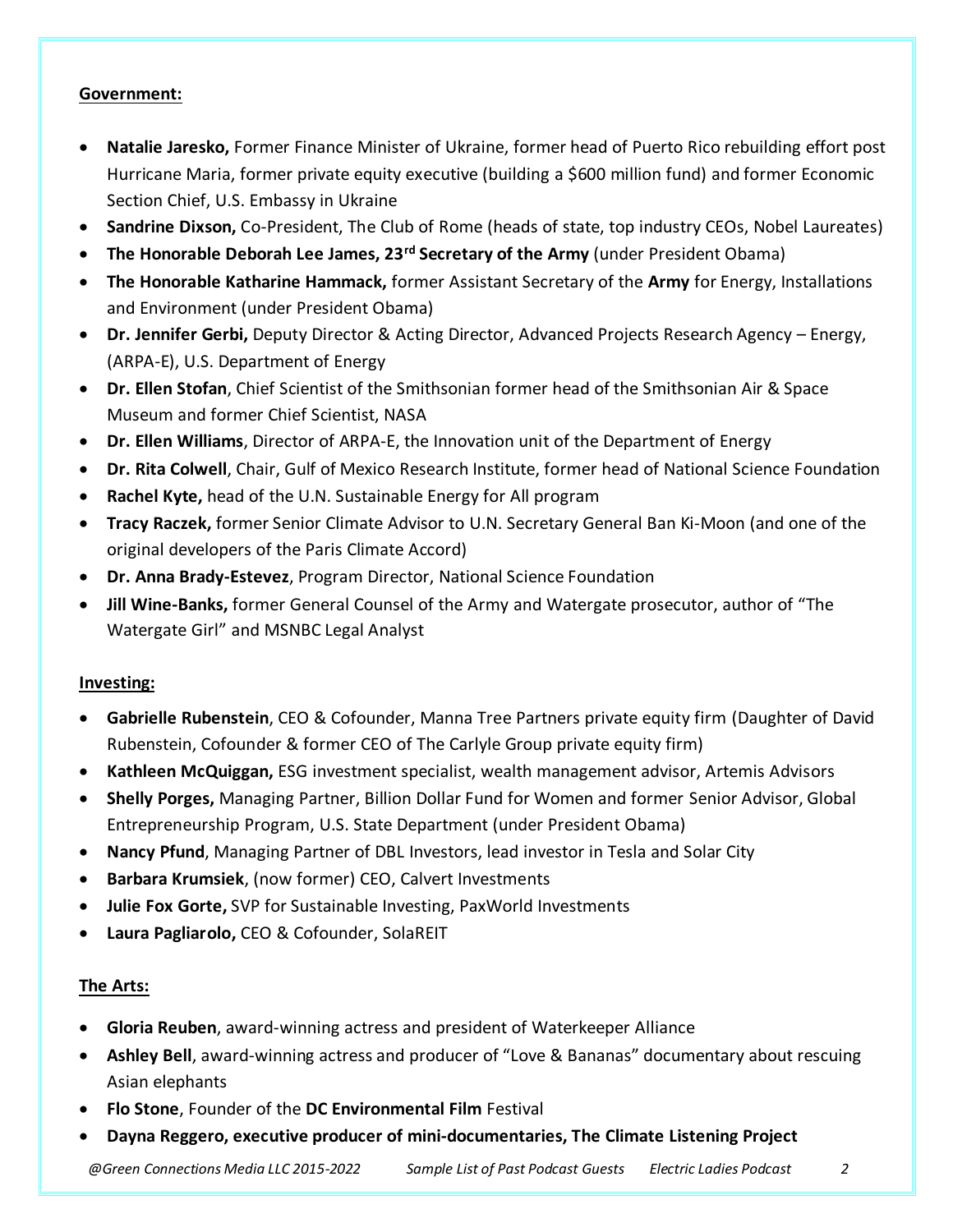**Government:**

- **Natalie Jaresko,** Former Finance Minister of Ukraine, former head of Puerto Rico rebuilding effort post Hurricane Maria, former private equity executive (building a $600 million fund) and former Economic Section Chief, U.S. Embassy in Ukraine
- **Sandrine Dixson,** Co-President, The Club of Rome (heads of state, top industry CEOs, Nobel Laureates)
- **The Honorable Deborah Lee James, 23rd Secretary of the Army** (under President Obama)
- **The Honorable Katharine Hammack,** former Assistant Secretary of the **Army** for Energy, Installations and Environment (under President Obama)
- **Dr. Jennifer Gerbi,** Deputy Director & Acting Director, Advanced Projects Research Agency – Energy, (ARPA-E), U.S. Department of Energy
- **Dr. Ellen Stofan**, Chief Scientist of the Smithsonian former head of the Smithsonian Air & Space Museum and former Chief Scientist, NASA
- **Dr. Ellen Williams**, Director of ARPA-E, the Innovation unit of the Department of Energy
- **Dr. Rita Colwell**, Chair, Gulf of Mexico Research Institute, former head of National Science Foundation
- **Rachel Kyte,** head of the U.N. Sustainable Energy for All program
- **Tracy Raczek,** former Senior Climate Advisor to U.N. Secretary General Ban Ki-Moon (and one of the original developers of the Paris Climate Accord)
- **Dr. Anna Brady-Estevez**, Program Director, National Science Foundation
- **Jill Wine-Banks,** former General Counsel of the Army and Watergate prosecutor, author of "The Watergate Girl" and MSNBC Legal Analyst

**Investing:**

- **Gabrielle Rubenstein**, CEO & Cofounder, Manna Tree Partners private equity firm (Daughter of David Rubenstein, Cofounder & former CEO of The Carlyle Group private equity firm)
- **Kathleen McQuiggan,** ESG investment specialist, wealth management advisor, Artemis Advisors
- **Shelly Porges,** Managing Partner, Billion Dollar Fund for Women and former Senior Advisor, Global Entrepreneurship Program, U.S. State Department (under President Obama)
- **Nancy Pfund**, Managing Partner of DBL Investors, lead investor in Tesla and Solar City
- **Barbara Krumsiek**, (now former) CEO, Calvert Investments
- **Julie Fox Gorte,** SVP for Sustainable Investing, PaxWorld Investments
- **Laura Pagliarolo,** CEO & Cofounder, SolaREIT

**The Arts:**

- **Gloria Reuben**, award-winning actress and president of Waterkeeper Alliance
- **Ashley Bell**, award-winning actress and producer of "Love & Bananas" documentary about rescuing Asian elephants
- **Flo Stone**, Founder of the **DC Environmental Film** Festival
- **Dayna Reggero, executive producer of mini-documentaries, The Climate Listening Project**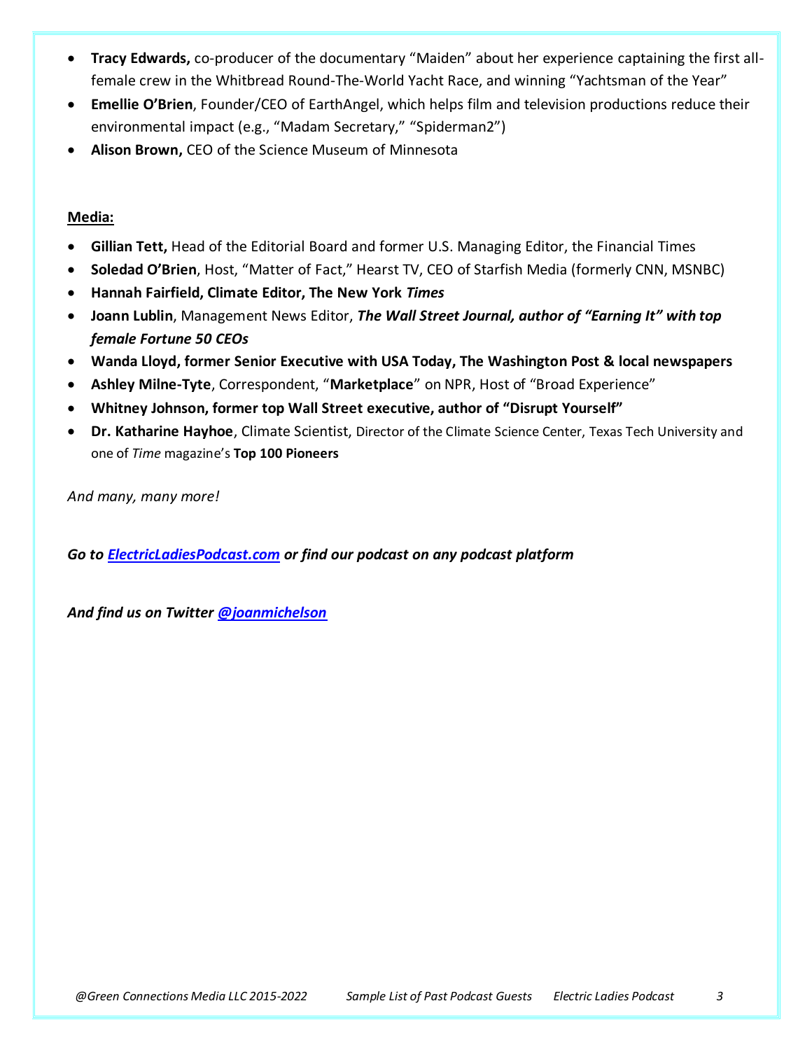- **Tracy Edwards,** co-producer of the documentary "Maiden" about her experience captaining the first all-female crew in the Whitbread Round-The-World Yacht Race, and winning "Yachtsman of the Year"
- **Emellie O'Brien**, Founder/CEO of EarthAngel, which helps film and television productions reduce their environmental impact (e.g., "Madam Secretary," "Spiderman2")
- **Alison Brown,** CEO of the Science Museum of Minnesota

**Media:**

- **Gillian Tett,** Head of the Editorial Board and former U.S. Managing Editor, the Financial Times
- **Soledad O'Brien**, Host, "Matter of Fact," Hearst TV, CEO of Starfish Media (formerly CNN, MSNBC)
- **Hannah Fairfield, Climate Editor, The New York *Times***
- **Joann Lublin**, Management News Editor, ***The Wall Street Journal, author of "Earning It" with top female Fortune 50 CEOs***
- **Wanda Lloyd, former Senior Executive with USA Today, The Washington Post & local newspapers**
- **Ashley Milne-Tyte**, Correspondent, "**Marketplace**" on NPR, Host of "Broad Experience"
- **Whitney Johnson, former top Wall Street executive, author of "Disrupt Yourself"**
- **Dr. Katharine Hayhoe**, Climate Scientist, Director of the Climate Science Center, Texas Tech University and one of *Time* magazine's **Top 100 Pioneers**

*And many, many more!*

***Go to [ElectricLadiesPodcast.com](ElectricLadiesPodcast.com) or find our podcast on any podcast platform***

***And find us on Twitter [@joanmichelson](@joanmichelson)***